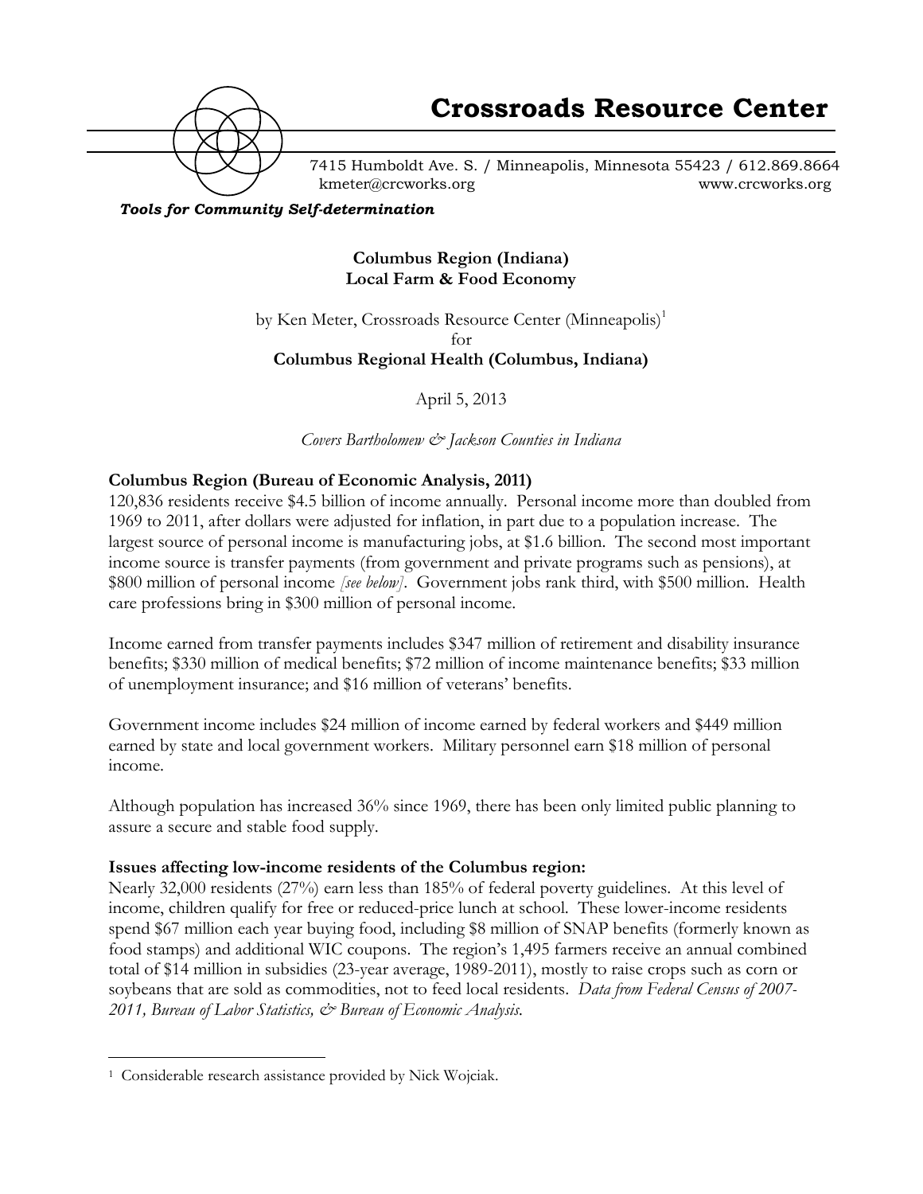# Crossroads Resource Center

7415 Humboldt Ave. S. / Minneapolis, Minnesota 55423 / 612.869.8664
kmeter@crcworks.org www.crcworks.org

***Tools for Community Self-determination***

## Columbus Region (Indiana)
## Local Farm & Food Economy

by Ken Meter, Crossroads Resource Center (Minneapolis)[1]
for
**Columbus Regional Health (Columbus, Indiana)**

April 5, 2013

*Covers Bartholomew & Jackson Counties in Indiana*

### Columbus Region (Bureau of Economic Analysis, 2011)

120,836 residents receive $4.5 billion of income annually. Personal income more than doubled from 1969 to 2011, after dollars were adjusted for inflation, in part due to a population increase. The largest source of personal income is manufacturing jobs, at $1.6 billion. The second most important income source is transfer payments (from government and private programs such as pensions), at $800 million of personal income *[see below]*. Government jobs rank third, with $500 million. Health care professions bring in $300 million of personal income.

Income earned from transfer payments includes $347 million of retirement and disability insurance benefits; $330 million of medical benefits; $72 million of income maintenance benefits; $33 million of unemployment insurance; and $16 million of veterans' benefits.

Government income includes $24 million of income earned by federal workers and $449 million earned by state and local government workers. Military personnel earn $18 million of personal income.

Although population has increased 36% since 1969, there has been only limited public planning to assure a secure and stable food supply.

### Issues affecting low-income residents of the Columbus region:

Nearly 32,000 residents (27%) earn less than 185% of federal poverty guidelines. At this level of income, children qualify for free or reduced-price lunch at school. These lower-income residents spend $67 million each year buying food, including $8 million of SNAP benefits (formerly known as food stamps) and additional WIC coupons. The region's 1,495 farmers receive an annual combined total of $14 million in subsidies (23-year average, 1989-2011), mostly to raise crops such as corn or soybeans that are sold as commodities, not to feed local residents. *Data from Federal Census of 2007-2011, Bureau of Labor Statistics, & Bureau of Economic Analysis.*

---

[1] Considerable research assistance provided by Nick Wojciak.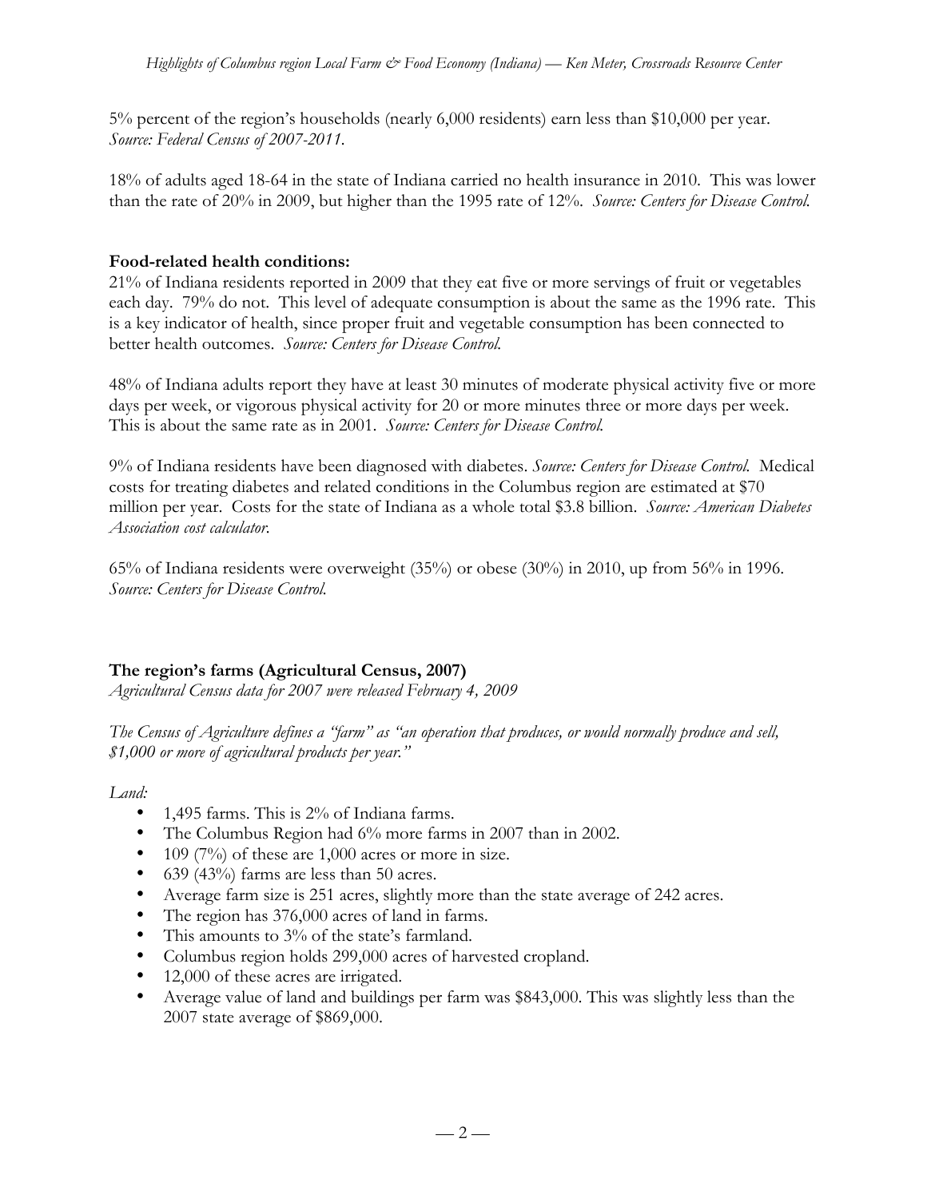5% percent of the region's households (nearly 6,000 residents) earn less than $10,000 per year. *Source: Federal Census of 2007-2011.*

18% of adults aged 18-64 in the state of Indiana carried no health insurance in 2010. This was lower than the rate of 20% in 2009, but higher than the 1995 rate of 12%. *Source: Centers for Disease Control.*

**Food-related health conditions:**

21% of Indiana residents reported in 2009 that they eat five or more servings of fruit or vegetables each day. 79% do not. This level of adequate consumption is about the same as the 1996 rate. This is a key indicator of health, since proper fruit and vegetable consumption has been connected to better health outcomes. *Source: Centers for Disease Control.*

48% of Indiana adults report they have at least 30 minutes of moderate physical activity five or more days per week, or vigorous physical activity for 20 or more minutes three or more days per week. This is about the same rate as in 2001. *Source: Centers for Disease Control.*

9% of Indiana residents have been diagnosed with diabetes. *Source: Centers for Disease Control.* Medical costs for treating diabetes and related conditions in the Columbus region are estimated at $70 million per year. Costs for the state of Indiana as a whole total $3.8 billion. *Source: American Diabetes Association cost calculator.*

65% of Indiana residents were overweight (35%) or obese (30%) in 2010, up from 56% in 1996. *Source: Centers for Disease Control.*

**The region's farms (Agricultural Census, 2007)**

*Agricultural Census data for 2007 were released February 4, 2009*

*The Census of Agriculture defines a "farm" as "an operation that produces, or would normally produce and sell, $1,000 or more of agricultural products per year."*

*Land:*

- 1,495 farms. This is 2% of Indiana farms.
- The Columbus Region had 6% more farms in 2007 than in 2002.
- 109 (7%) of these are 1,000 acres or more in size.
- 639 (43%) farms are less than 50 acres.
- Average farm size is 251 acres, slightly more than the state average of 242 acres.
- The region has 376,000 acres of land in farms.
- This amounts to 3% of the state's farmland.
- Columbus region holds 299,000 acres of harvested cropland.
- 12,000 of these acres are irrigated.
- Average value of land and buildings per farm was $843,000. This was slightly less than the 2007 state average of $869,000.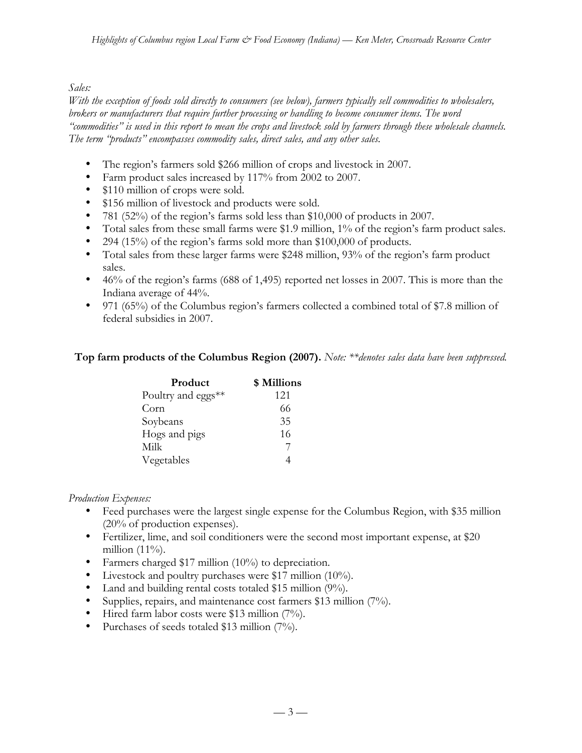*Sales:*

*With the exception of foods sold directly to consumers (see below), farmers typically sell commodities to wholesalers, brokers or manufacturers that require further processing or handling to become consumer items. The word "commodities" is used in this report to mean the crops and livestock sold by farmers through these wholesale channels. The term "products" encompasses commodity sales, direct sales, and any other sales.*

- The region's farmers sold $266 million of crops and livestock in 2007.
- Farm product sales increased by 117% from 2002 to 2007.
- $110 million of crops were sold.
- $156 million of livestock and products were sold.
- 781 (52%) of the region's farms sold less than $10,000 of products in 2007.
- Total sales from these small farms were $1.9 million, 1% of the region's farm product sales.
- 294 (15%) of the region's farms sold more than $100,000 of products.
- Total sales from these larger farms were $248 million, 93% of the region's farm product sales.
- 46% of the region's farms (688 of 1,495) reported net losses in 2007. This is more than the Indiana average of 44%.
- 971 (65%) of the Columbus region's farmers collected a combined total of $7.8 million of federal subsidies in 2007.

**Top farm products of the Columbus Region (2007).** *Note: **denotes sales data have been suppressed.*

| Product | $ Millions |
|---|---|
| Poultry and eggs** | 121 |
| Corn | 66 |
| Soybeans | 35 |
| Hogs and pigs | 16 |
| Milk | 7 |
| Vegetables | 4 |

*Production Expenses:*

- Feed purchases were the largest single expense for the Columbus Region, with $35 million (20% of production expenses).
- Fertilizer, lime, and soil conditioners were the second most important expense, at $20 million (11%).
- Farmers charged $17 million (10%) to depreciation.
- Livestock and poultry purchases were $17 million (10%).
- Land and building rental costs totaled $15 million (9%).
- Supplies, repairs, and maintenance cost farmers $13 million (7%).
- Hired farm labor costs were $13 million (7%).
- Purchases of seeds totaled $13 million (7%).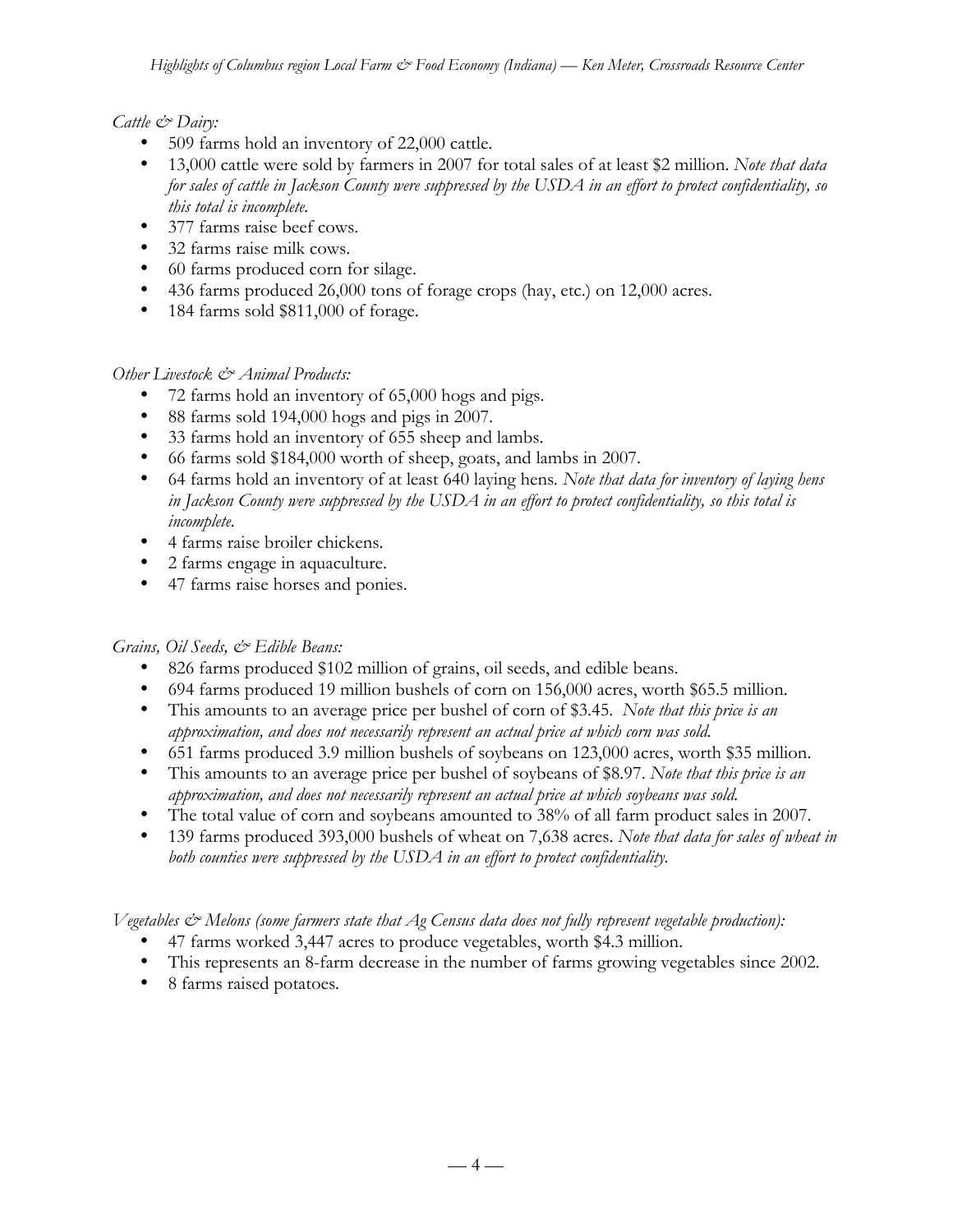*Cattle & Dairy:*

- 509 farms hold an inventory of 22,000 cattle.
- 13,000 cattle were sold by farmers in 2007 for total sales of at least $2 million. *Note that data for sales of cattle in Jackson County were suppressed by the USDA in an effort to protect confidentiality, so this total is incomplete.*
- 377 farms raise beef cows.
- 32 farms raise milk cows.
- 60 farms produced corn for silage.
- 436 farms produced 26,000 tons of forage crops (hay, etc.) on 12,000 acres.
- 184 farms sold $811,000 of forage.

*Other Livestock & Animal Products:*

- 72 farms hold an inventory of 65,000 hogs and pigs.
- 88 farms sold 194,000 hogs and pigs in 2007.
- 33 farms hold an inventory of 655 sheep and lambs.
- 66 farms sold $184,000 worth of sheep, goats, and lambs in 2007.
- 64 farms hold an inventory of at least 640 laying hens. *Note that data for inventory of laying hens in Jackson County were suppressed by the USDA in an effort to protect confidentiality, so this total is incomplete.*
- 4 farms raise broiler chickens.
- 2 farms engage in aquaculture.
- 47 farms raise horses and ponies.

*Grains, Oil Seeds, & Edible Beans:*

- 826 farms produced $102 million of grains, oil seeds, and edible beans.
- 694 farms produced 19 million bushels of corn on 156,000 acres, worth $65.5 million.
- This amounts to an average price per bushel of corn of $3.45. *Note that this price is an approximation, and does not necessarily represent an actual price at which corn was sold.*
- 651 farms produced 3.9 million bushels of soybeans on 123,000 acres, worth $35 million.
- This amounts to an average price per bushel of soybeans of $8.97. *Note that this price is an approximation, and does not necessarily represent an actual price at which soybeans was sold.*
- The total value of corn and soybeans amounted to 38% of all farm product sales in 2007.
- 139 farms produced 393,000 bushels of wheat on 7,638 acres. *Note that data for sales of wheat in both counties were suppressed by the USDA in an effort to protect confidentiality.*

*Vegetables & Melons (some farmers state that Ag Census data does not fully represent vegetable production):*

- 47 farms worked 3,447 acres to produce vegetables, worth $4.3 million.
- This represents an 8-farm decrease in the number of farms growing vegetables since 2002.
- 8 farms raised potatoes.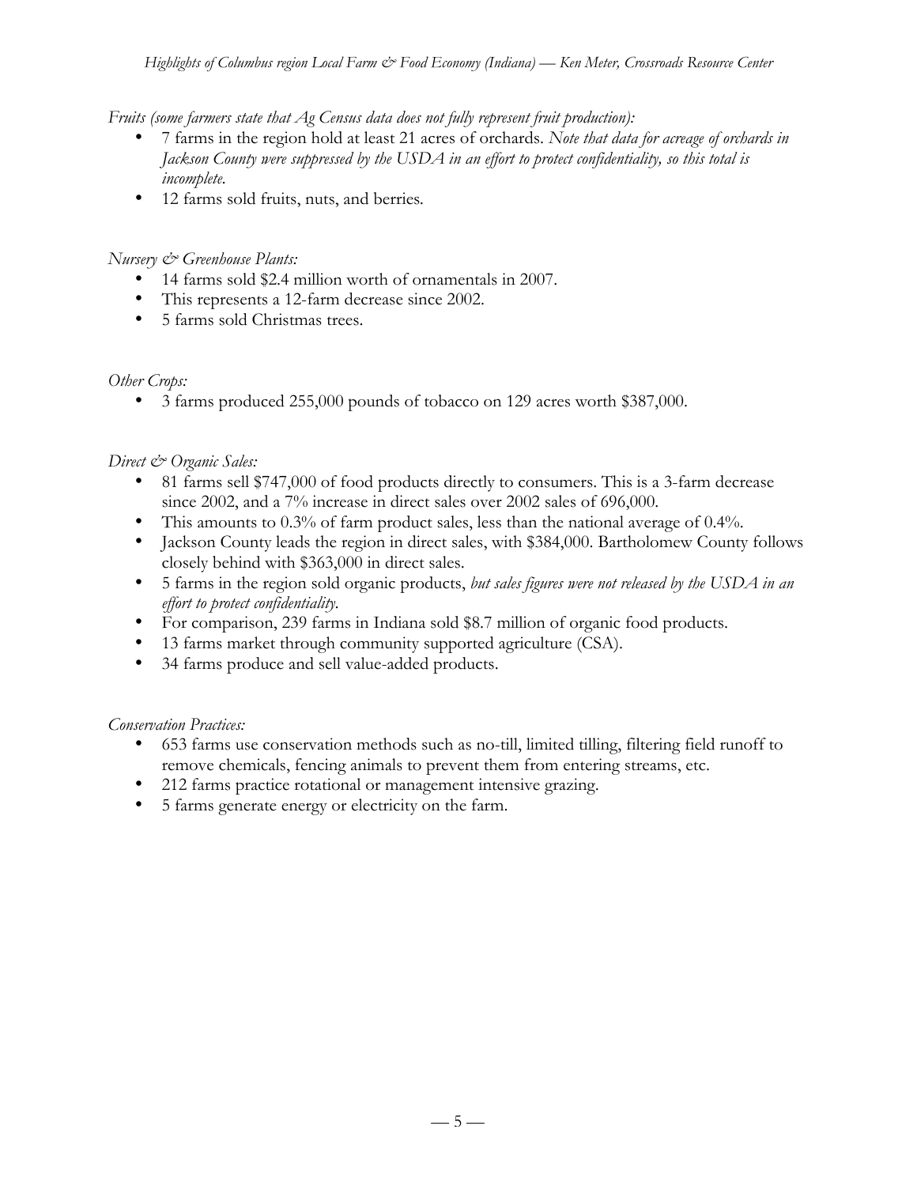*Fruits (some farmers state that Ag Census data does not fully represent fruit production):*

- 7 farms in the region hold at least 21 acres of orchards. *Note that data for acreage of orchards in Jackson County were suppressed by the USDA in an effort to protect confidentiality, so this total is incomplete.*
- 12 farms sold fruits, nuts, and berries.

*Nursery & Greenhouse Plants:*

- 14 farms sold $2.4 million worth of ornamentals in 2007.
- This represents a 12-farm decrease since 2002.
- 5 farms sold Christmas trees.

*Other Crops:*

- 3 farms produced 255,000 pounds of tobacco on 129 acres worth $387,000.

*Direct & Organic Sales:*

- 81 farms sell $747,000 of food products directly to consumers. This is a 3-farm decrease since 2002, and a 7% increase in direct sales over 2002 sales of 696,000.
- This amounts to 0.3% of farm product sales, less than the national average of 0.4%.
- Jackson County leads the region in direct sales, with $384,000. Bartholomew County follows closely behind with $363,000 in direct sales.
- 5 farms in the region sold organic products, *but sales figures were not released by the USDA in an effort to protect confidentiality.*
- For comparison, 239 farms in Indiana sold $8.7 million of organic food products.
- 13 farms market through community supported agriculture (CSA).
- 34 farms produce and sell value-added products.

*Conservation Practices:*

- 653 farms use conservation methods such as no-till, limited tilling, filtering field runoff to remove chemicals, fencing animals to prevent them from entering streams, etc.
- 212 farms practice rotational or management intensive grazing.
- 5 farms generate energy or electricity on the farm.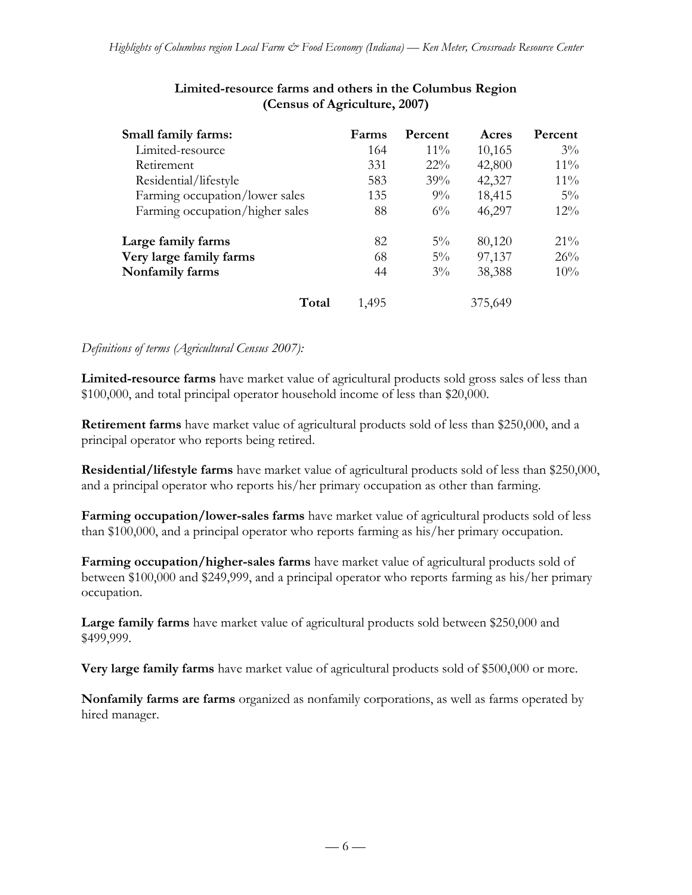### Limited-resource farms and others in the Columbus Region (Census of Agriculture, 2007)

| Small family farms: | Farms | Percent | Acres | Percent |
|---|---|---|---|---|
| Limited-resource | 164 | 11% | 10,165 | 3% |
| Retirement | 331 | 22% | 42,800 | 11% |
| Residential/lifestyle | 583 | 39% | 42,327 | 11% |
| Farming occupation/lower sales | 135 | 9% | 18,415 | 5% |
| Farming occupation/higher sales | 88 | 6% | 46,297 | 12% |
| **Large family farms** | 82 | 5% | 80,120 | 21% |
| **Very large family farms** | 68 | 5% | 97,137 | 26% |
| **Nonfamily farms** | 44 | 3% | 38,388 | 10% |
| **Total** | 1,495 | | 375,649 | |

*Definitions of terms (Agricultural Census 2007):*

**Limited-resource farms** have market value of agricultural products sold gross sales of less than $100,000, and total principal operator household income of less than $20,000.

**Retirement farms** have market value of agricultural products sold of less than $250,000, and a principal operator who reports being retired.

**Residential/lifestyle farms** have market value of agricultural products sold of less than $250,000, and a principal operator who reports his/her primary occupation as other than farming.

**Farming occupation/lower-sales farms** have market value of agricultural products sold of less than $100,000, and a principal operator who reports farming as his/her primary occupation.

**Farming occupation/higher-sales farms** have market value of agricultural products sold of between $100,000 and $249,999, and a principal operator who reports farming as his/her primary occupation.

**Large family farms** have market value of agricultural products sold between $250,000 and $499,999.

**Very large family farms** have market value of agricultural products sold of $500,000 or more.

**Nonfamily farms are farms** organized as nonfamily corporations, as well as farms operated by hired manager.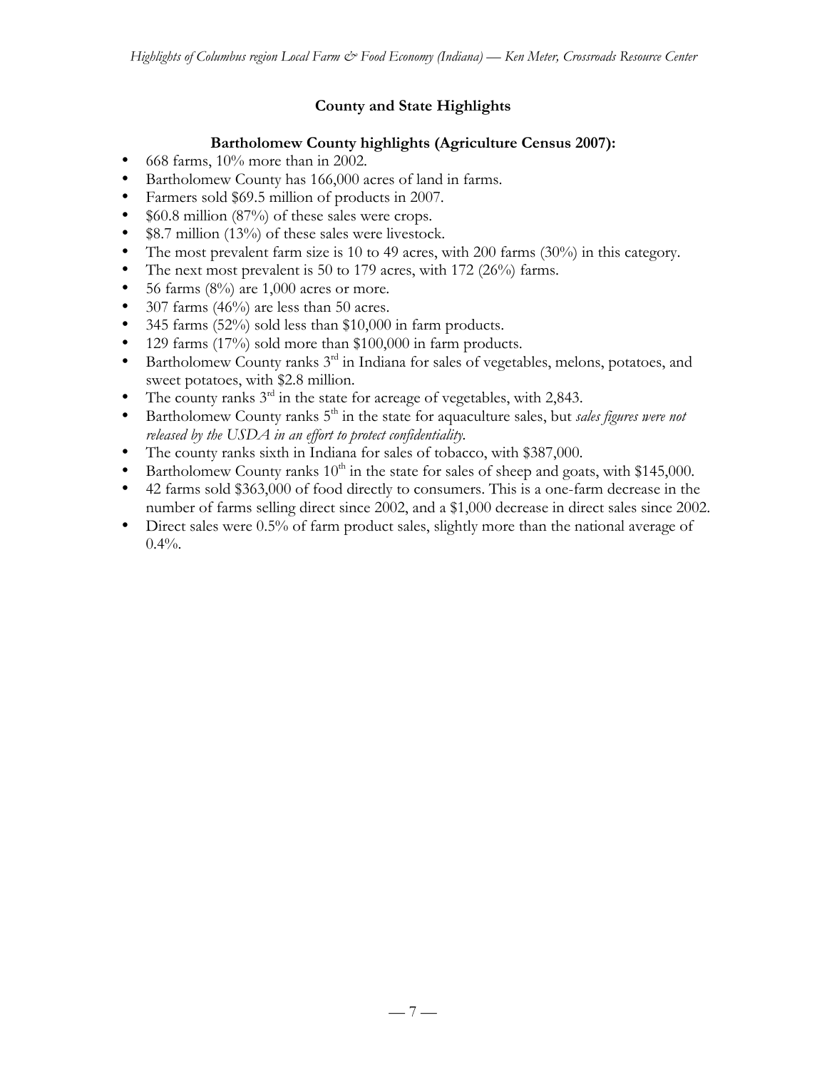## County and State Highlights

### Bartholomew County highlights (Agriculture Census 2007):

- 668 farms, 10% more than in 2002.
- Bartholomew County has 166,000 acres of land in farms.
- Farmers sold $69.5 million of products in 2007.
- $60.8 million (87%) of these sales were crops.
- $8.7 million (13%) of these sales were livestock.
- The most prevalent farm size is 10 to 49 acres, with 200 farms (30%) in this category.
- The next most prevalent is 50 to 179 acres, with 172 (26%) farms.
- 56 farms (8%) are 1,000 acres or more.
- 307 farms (46%) are less than 50 acres.
- 345 farms (52%) sold less than $10,000 in farm products.
- 129 farms (17%) sold more than $100,000 in farm products.
- Bartholomew County ranks 3rd in Indiana for sales of vegetables, melons, potatoes, and sweet potatoes, with $2.8 million.
- The county ranks 3rd in the state for acreage of vegetables, with 2,843.
- Bartholomew County ranks 5th in the state for aquaculture sales, but *sales figures were not released by the USDA in an effort to protect confidentiality*.
- The county ranks sixth in Indiana for sales of tobacco, with $387,000.
- Bartholomew County ranks 10th in the state for sales of sheep and goats, with $145,000.
- 42 farms sold $363,000 of food directly to consumers. This is a one-farm decrease in the number of farms selling direct since 2002, and a $1,000 decrease in direct sales since 2002.
- Direct sales were 0.5% of farm product sales, slightly more than the national average of 0.4%.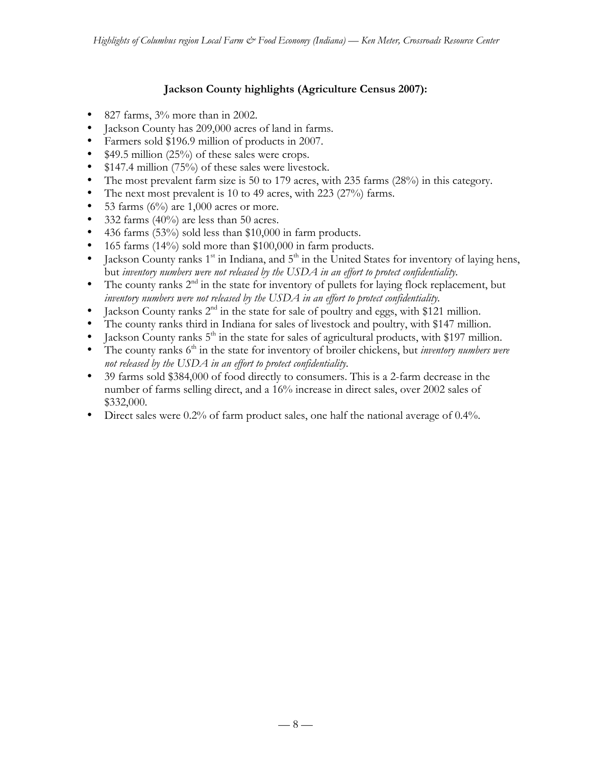### **Jackson County highlights (Agriculture Census 2007):**

- 827 farms, 3% more than in 2002.
- Jackson County has 209,000 acres of land in farms.
- Farmers sold $196.9 million of products in 2007.
- $49.5 million (25%) of these sales were crops.
- $147.4 million (75%) of these sales were livestock.
- The most prevalent farm size is 50 to 179 acres, with 235 farms (28%) in this category.
- The next most prevalent is 10 to 49 acres, with 223 (27%) farms.
- 53 farms (6%) are 1,000 acres or more.
- 332 farms (40%) are less than 50 acres.
- 436 farms (53%) sold less than $10,000 in farm products.
- 165 farms (14%) sold more than $100,000 in farm products.
- Jackson County ranks 1st in Indiana, and 5th in the United States for inventory of laying hens, but *inventory numbers were not released by the USDA in an effort to protect confidentiality.*
- The county ranks 2nd in the state for inventory of pullets for laying flock replacement, but *inventory numbers were not released by the USDA in an effort to protect confidentiality.*
- Jackson County ranks 2nd in the state for sale of poultry and eggs, with $121 million.
- The county ranks third in Indiana for sales of livestock and poultry, with $147 million.
- Jackson County ranks 5th in the state for sales of agricultural products, with $197 million.
- The county ranks 6th in the state for inventory of broiler chickens, but *inventory numbers were not released by the USDA in an effort to protect confidentiality.*
- 39 farms sold $384,000 of food directly to consumers. This is a 2-farm decrease in the number of farms selling direct, and a 16% increase in direct sales, over 2002 sales of $332,000.
- Direct sales were 0.2% of farm product sales, one half the national average of 0.4%.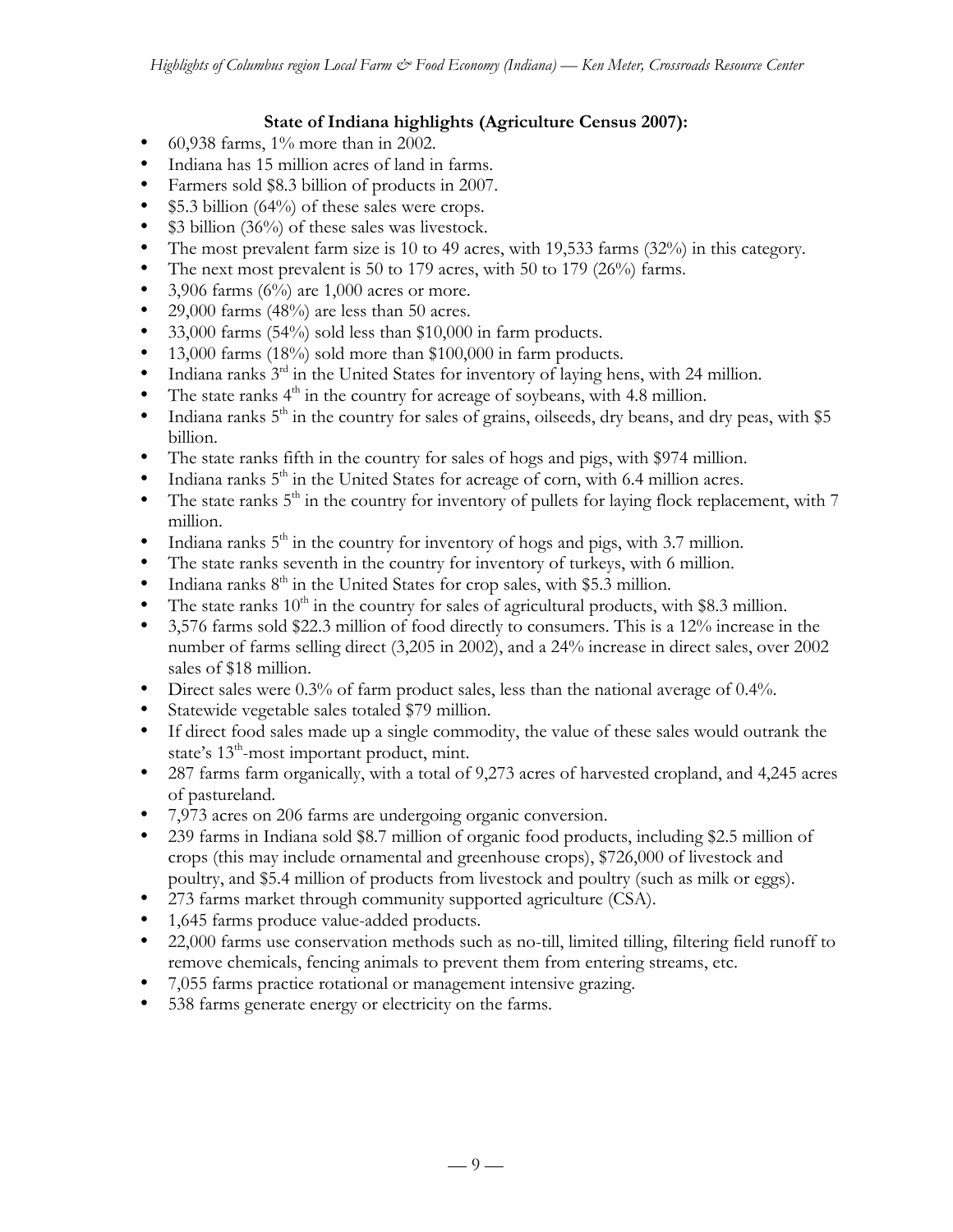**State of Indiana highlights (Agriculture Census 2007):**

- 60,938 farms, 1% more than in 2002.
- Indiana has 15 million acres of land in farms.
- Farmers sold $8.3 billion of products in 2007.
- $5.3 billion (64%) of these sales were crops.
- $3 billion (36%) of these sales was livestock.
- The most prevalent farm size is 10 to 49 acres, with 19,533 farms (32%) in this category.
- The next most prevalent is 50 to 179 acres, with 50 to 179 (26%) farms.
- 3,906 farms (6%) are 1,000 acres or more.
- 29,000 farms (48%) are less than 50 acres.
- 33,000 farms (54%) sold less than $10,000 in farm products.
- 13,000 farms (18%) sold more than $100,000 in farm products.
- Indiana ranks 3rd in the United States for inventory of laying hens, with 24 million.
- The state ranks 4th in the country for acreage of soybeans, with 4.8 million.
- Indiana ranks 5th in the country for sales of grains, oilseeds, dry beans, and dry peas, with $5 billion.
- The state ranks fifth in the country for sales of hogs and pigs, with $974 million.
- Indiana ranks 5th in the United States for acreage of corn, with 6.4 million acres.
- The state ranks 5th in the country for inventory of pullets for laying flock replacement, with 7 million.
- Indiana ranks 5th in the country for inventory of hogs and pigs, with 3.7 million.
- The state ranks seventh in the country for inventory of turkeys, with 6 million.
- Indiana ranks 8th in the United States for crop sales, with $5.3 million.
- The state ranks 10th in the country for sales of agricultural products, with $8.3 million.
- 3,576 farms sold $22.3 million of food directly to consumers. This is a 12% increase in the number of farms selling direct (3,205 in 2002), and a 24% increase in direct sales, over 2002 sales of $18 million.
- Direct sales were 0.3% of farm product sales, less than the national average of 0.4%.
- Statewide vegetable sales totaled $79 million.
- If direct food sales made up a single commodity, the value of these sales would outrank the state's 13th-most important product, mint.
- 287 farms farm organically, with a total of 9,273 acres of harvested cropland, and 4,245 acres of pastureland.
- 7,973 acres on 206 farms are undergoing organic conversion.
- 239 farms in Indiana sold $8.7 million of organic food products, including $2.5 million of crops (this may include ornamental and greenhouse crops), $726,000 of livestock and poultry, and $5.4 million of products from livestock and poultry (such as milk or eggs).
- 273 farms market through community supported agriculture (CSA).
- 1,645 farms produce value-added products.
- 22,000 farms use conservation methods such as no-till, limited tilling, filtering field runoff to remove chemicals, fencing animals to prevent them from entering streams, etc.
- 7,055 farms practice rotational or management intensive grazing.
- 538 farms generate energy or electricity on the farms.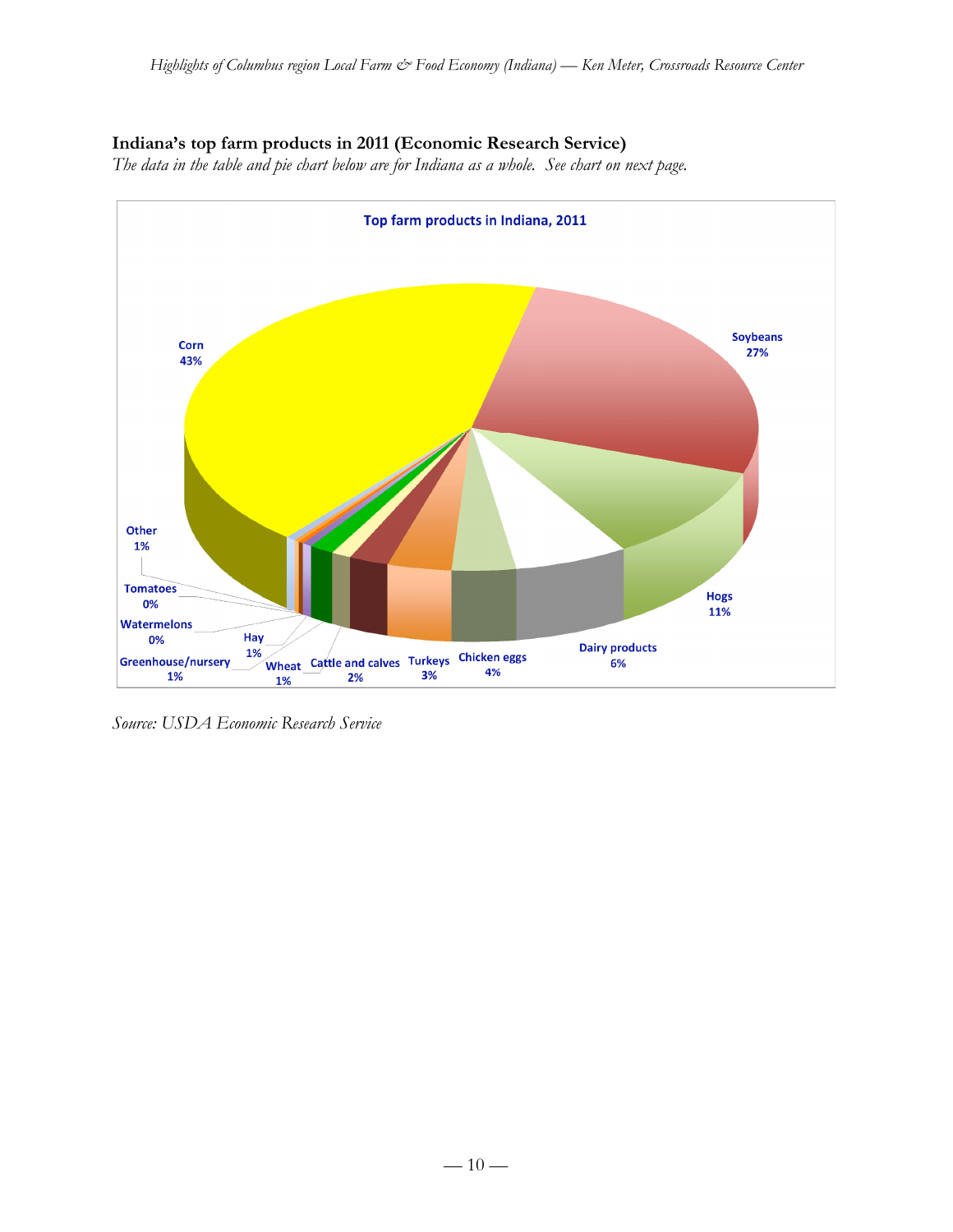### Indiana's top farm products in 2011 (Economic Research Service)

*The data in the table and pie chart below are for Indiana as a whole. See chart on next page.*

**Top farm products in Indiana, 2011**

Corn 43%

Soybeans 27%

Hogs 11%

Dairy products 6%

Chicken eggs 4%

Turkeys 3%

Cattle and calves 2%

Wheat 1%

Greenhouse/nursery 1%

Hay 1%

Watermelons 0%

Tomatoes 0%

Other 1%

*Source: USDA Economic Research Service*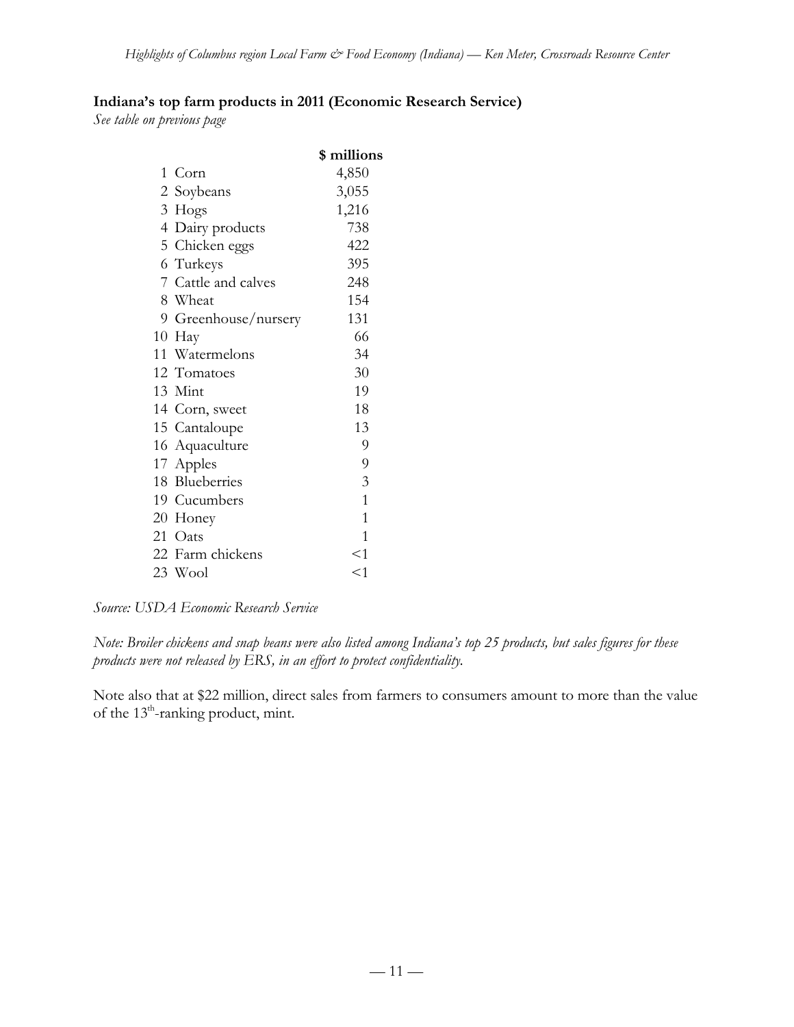**Indiana's top farm products in 2011 (Economic Research Service)**

*See table on previous page*

| | | $ millions |
|---|---|---|
| 1 | Corn | 4,850 |
| 2 | Soybeans | 3,055 |
| 3 | Hogs | 1,216 |
| 4 | Dairy products | 738 |
| 5 | Chicken eggs | 422 |
| 6 | Turkeys | 395 |
| 7 | Cattle and calves | 248 |
| 8 | Wheat | 154 |
| 9 | Greenhouse/nursery | 131 |
| 10 | Hay | 66 |
| 11 | Watermelons | 34 |
| 12 | Tomatoes | 30 |
| 13 | Mint | 19 |
| 14 | Corn, sweet | 18 |
| 15 | Cantaloupe | 13 |
| 16 | Aquaculture | 9 |
| 17 | Apples | 9 |
| 18 | Blueberries | 3 |
| 19 | Cucumbers | 1 |
| 20 | Honey | 1 |
| 21 | Oats | 1 |
| 22 | Farm chickens | <1 |
| 23 | Wool | <1 |

*Source: USDA Economic Research Service*

*Note: Broiler chickens and snap beans were also listed among Indiana's top 25 products, but sales figures for these products were not released by ERS, in an effort to protect confidentiality.*

Note also that at $22 million, direct sales from farmers to consumers amount to more than the value of the 13th-ranking product, mint.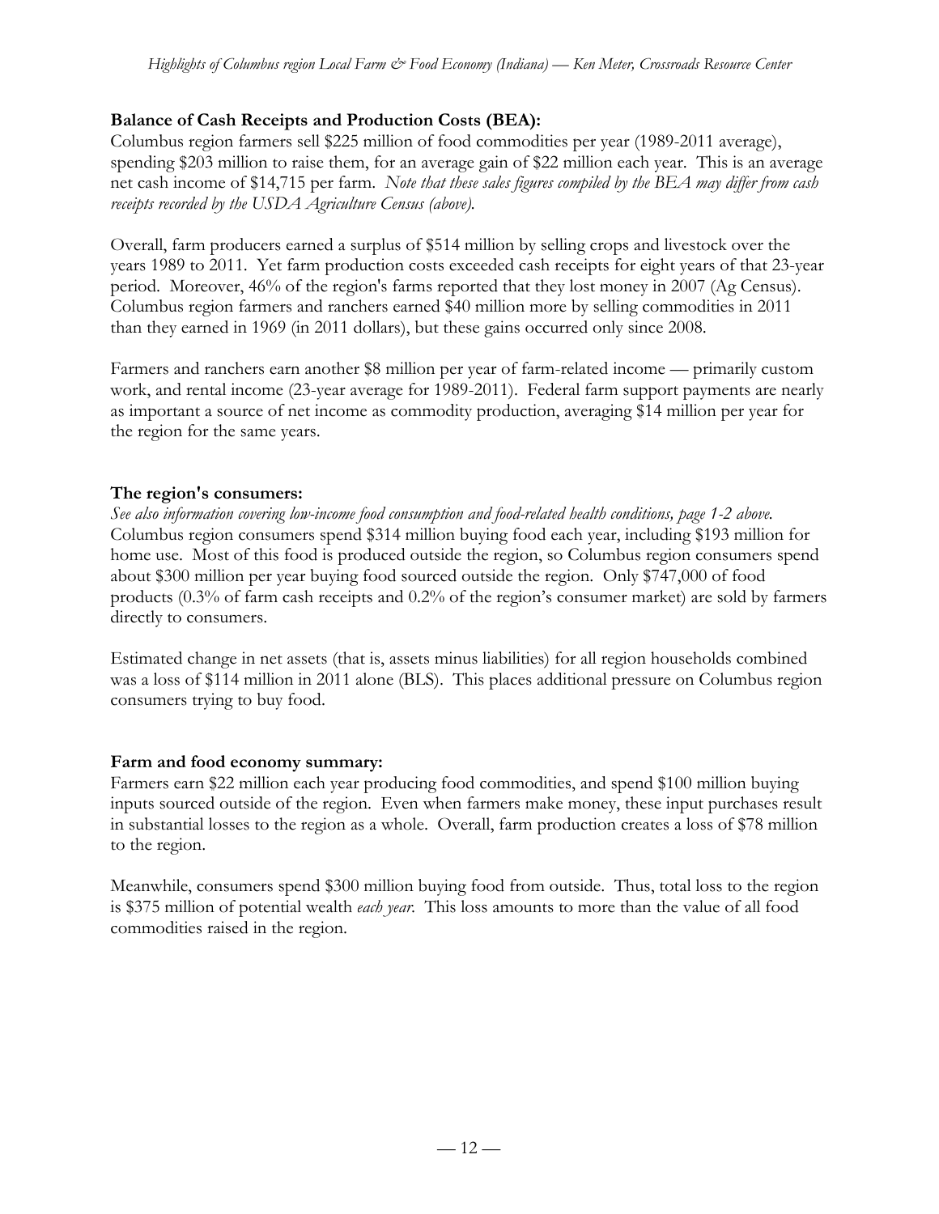**Balance of Cash Receipts and Production Costs (BEA):**
Columbus region farmers sell $225 million of food commodities per year (1989-2011 average), spending $203 million to raise them, for an average gain of $22 million each year. This is an average net cash income of $14,715 per farm. *Note that these sales figures compiled by the BEA may differ from cash receipts recorded by the USDA Agriculture Census (above).*

Overall, farm producers earned a surplus of $514 million by selling crops and livestock over the years 1989 to 2011. Yet farm production costs exceeded cash receipts for eight years of that 23-year period. Moreover, 46% of the region's farms reported that they lost money in 2007 (Ag Census). Columbus region farmers and ranchers earned $40 million more by selling commodities in 2011 than they earned in 1969 (in 2011 dollars), but these gains occurred only since 2008.

Farmers and ranchers earn another $8 million per year of farm-related income — primarily custom work, and rental income (23-year average for 1989-2011). Federal farm support payments are nearly as important a source of net income as commodity production, averaging $14 million per year for the region for the same years.

**The region's consumers:**
*See also information covering low-income food consumption and food-related health conditions, page 1-2 above.*
Columbus region consumers spend $314 million buying food each year, including $193 million for home use. Most of this food is produced outside the region, so Columbus region consumers spend about $300 million per year buying food sourced outside the region. Only $747,000 of food products (0.3% of farm cash receipts and 0.2% of the region's consumer market) are sold by farmers directly to consumers.

Estimated change in net assets (that is, assets minus liabilities) for all region households combined was a loss of $114 million in 2011 alone (BLS). This places additional pressure on Columbus region consumers trying to buy food.

**Farm and food economy summary:**
Farmers earn $22 million each year producing food commodities, and spend $100 million buying inputs sourced outside of the region. Even when farmers make money, these input purchases result in substantial losses to the region as a whole. Overall, farm production creates a loss of $78 million to the region.

Meanwhile, consumers spend $300 million buying food from outside. Thus, total loss to the region is $375 million of potential wealth *each year*. This loss amounts to more than the value of all food commodities raised in the region.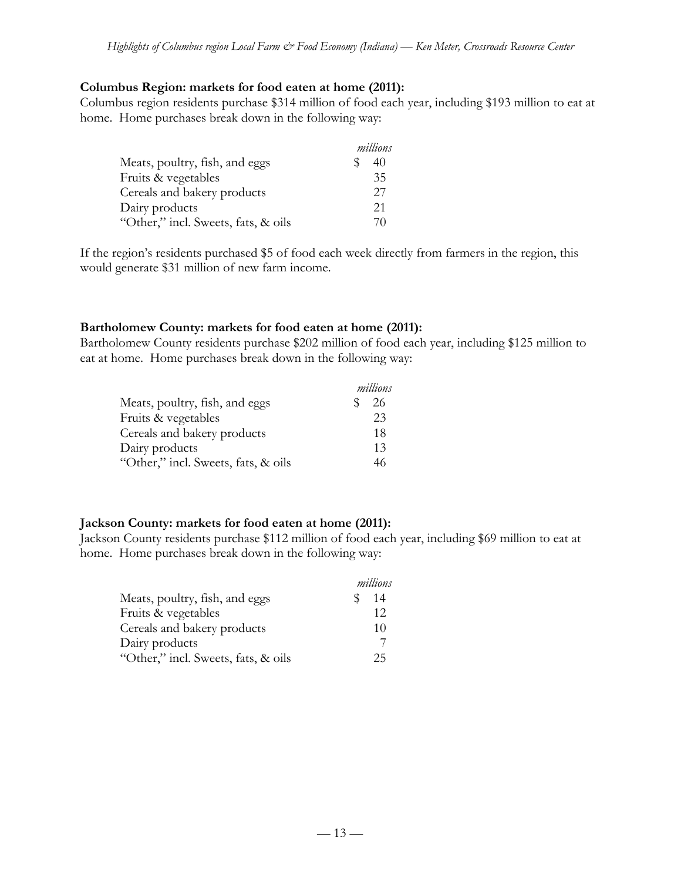**Columbus Region: markets for food eaten at home (2011):**

Columbus region residents purchase $314 million of food each year, including $193 million to eat at home. Home purchases break down in the following way:

| | *millions* |
|---|---|
| Meats, poultry, fish, and eggs | $ 40 |
| Fruits & vegetables | 35 |
| Cereals and bakery products | 27 |
| Dairy products | 21 |
| "Other," incl. Sweets, fats, & oils | 70 |

If the region's residents purchased $5 of food each week directly from farmers in the region, this would generate $31 million of new farm income.

**Bartholomew County: markets for food eaten at home (2011):**

Bartholomew County residents purchase $202 million of food each year, including $125 million to eat at home. Home purchases break down in the following way:

| | *millions* |
|---|---|
| Meats, poultry, fish, and eggs | $ 26 |
| Fruits & vegetables | 23 |
| Cereals and bakery products | 18 |
| Dairy products | 13 |
| "Other," incl. Sweets, fats, & oils | 46 |

**Jackson County: markets for food eaten at home (2011):**

Jackson County residents purchase $112 million of food each year, including $69 million to eat at home. Home purchases break down in the following way:

| | *millions* |
|---|---|
| Meats, poultry, fish, and eggs | $ 14 |
| Fruits & vegetables | 12 |
| Cereals and bakery products | 10 |
| Dairy products | 7 |
| "Other," incl. Sweets, fats, & oils | 25 |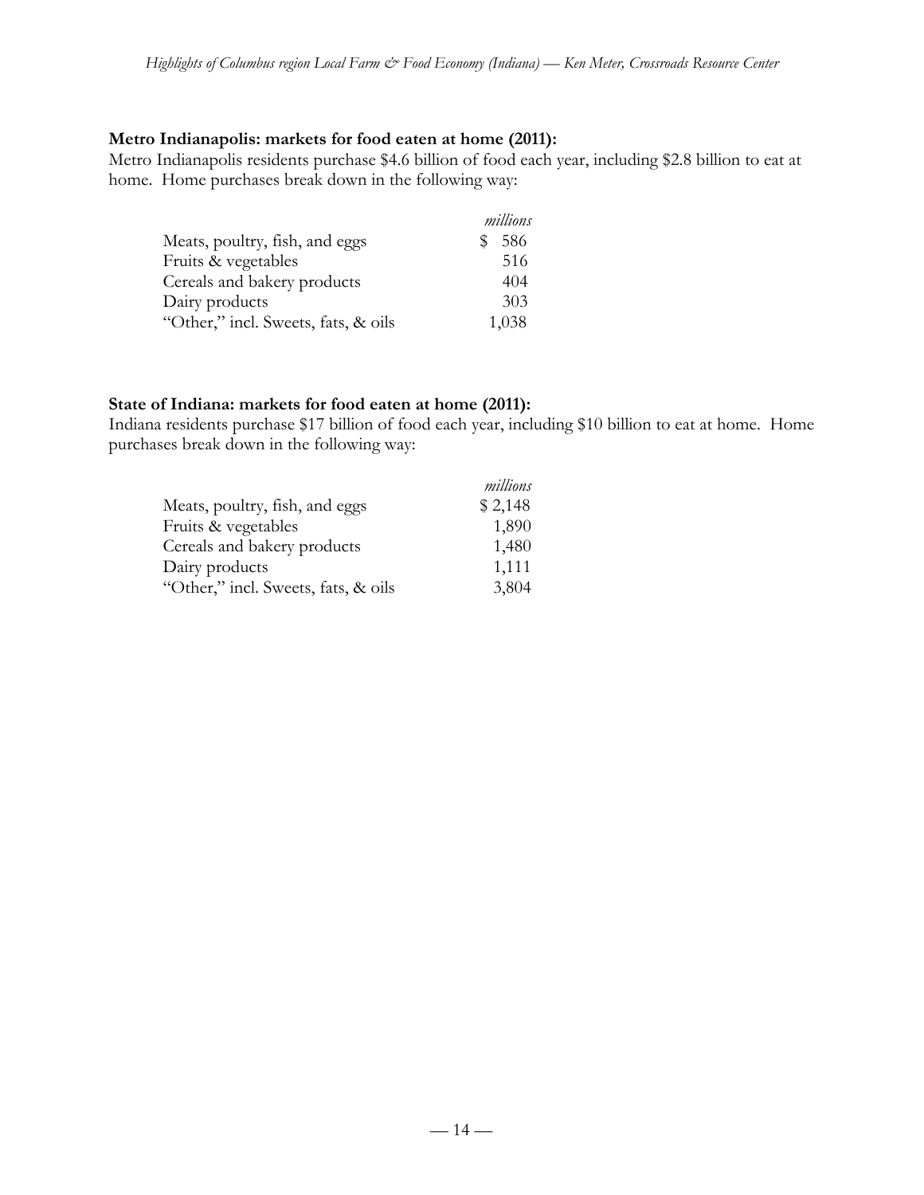**Metro Indianapolis: markets for food eaten at home (2011):**

Metro Indianapolis residents purchase $4.6 billion of food each year, including $2.8 billion to eat at home. Home purchases break down in the following way:

| | *millions* |
|---|---|
| Meats, poultry, fish, and eggs | $ 586 |
| Fruits & vegetables | 516 |
| Cereals and bakery products | 404 |
| Dairy products | 303 |
| "Other," incl. Sweets, fats, & oils | 1,038 |

**State of Indiana: markets for food eaten at home (2011):**

Indiana residents purchase $17 billion of food each year, including $10 billion to eat at home. Home purchases break down in the following way:

| | *millions* |
|---|---|
| Meats, poultry, fish, and eggs | $ 2,148 |
| Fruits & vegetables | 1,890 |
| Cereals and bakery products | 1,480 |
| Dairy products | 1,111 |
| "Other," incl. Sweets, fats, & oils | 3,804 |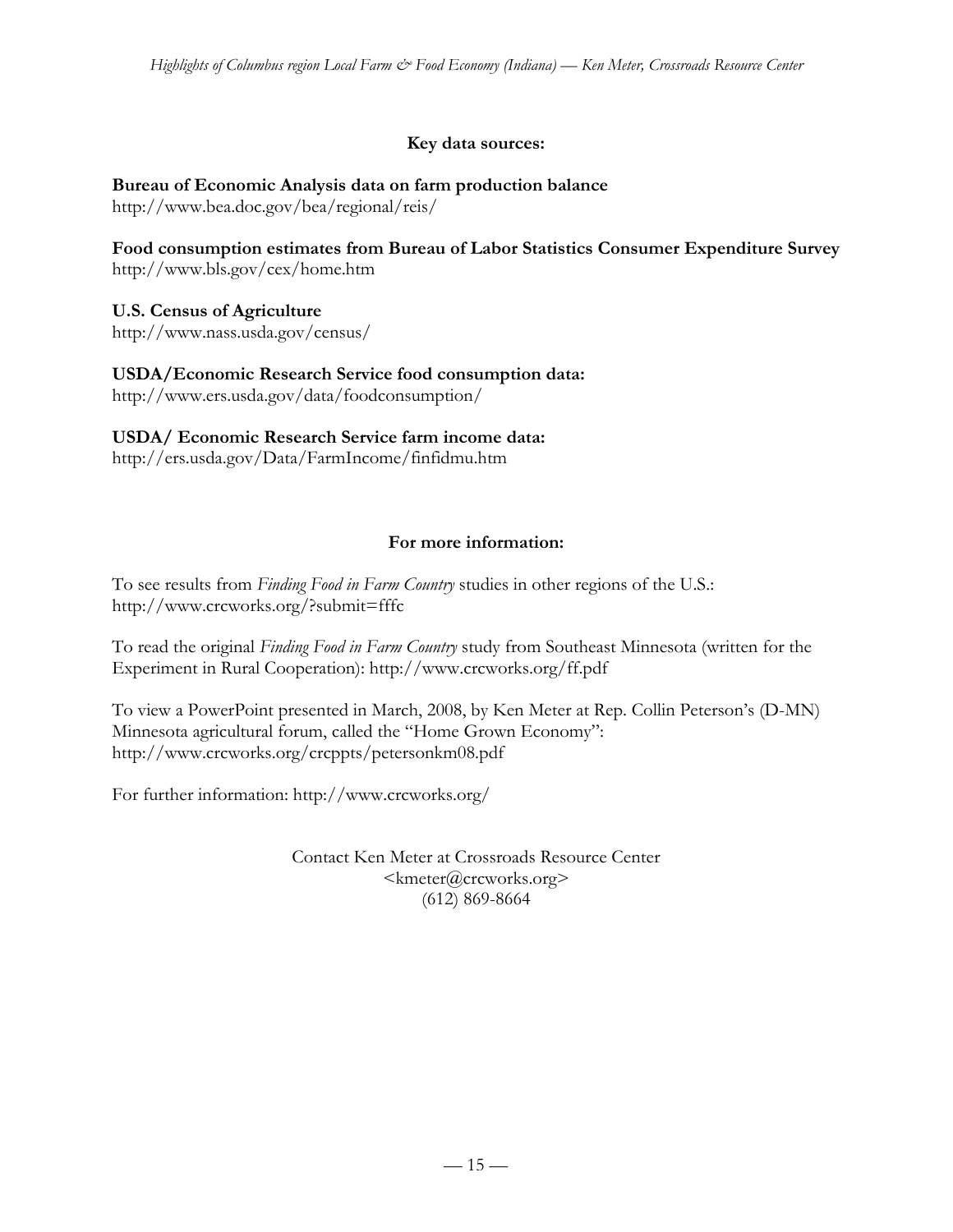## Key data sources:

**Bureau of Economic Analysis data on farm production balance**
http://www.bea.doc.gov/bea/regional/reis/

**Food consumption estimates from Bureau of Labor Statistics Consumer Expenditure Survey**
http://www.bls.gov/cex/home.htm

**U.S. Census of Agriculture**
http://www.nass.usda.gov/census/

**USDA/Economic Research Service food consumption data:**
http://www.ers.usda.gov/data/foodconsumption/

**USDA/ Economic Research Service farm income data:**
http://ers.usda.gov/Data/FarmIncome/finfidmu.htm

## For more information:

To see results from *Finding Food in Farm Country* studies in other regions of the U.S.:
http://www.crcworks.org/?submit=fffc

To read the original *Finding Food in Farm Country* study from Southeast Minnesota (written for the Experiment in Rural Cooperation): http://www.crcworks.org/ff.pdf

To view a PowerPoint presented in March, 2008, by Ken Meter at Rep. Collin Peterson's (D-MN) Minnesota agricultural forum, called the "Home Grown Economy":
http://www.crcworks.org/crcppts/petersonkm08.pdf

For further information: http://www.crcworks.org/

Contact Ken Meter at Crossroads Resource Center
<kmeter@crcworks.org>
(612) 869-8664